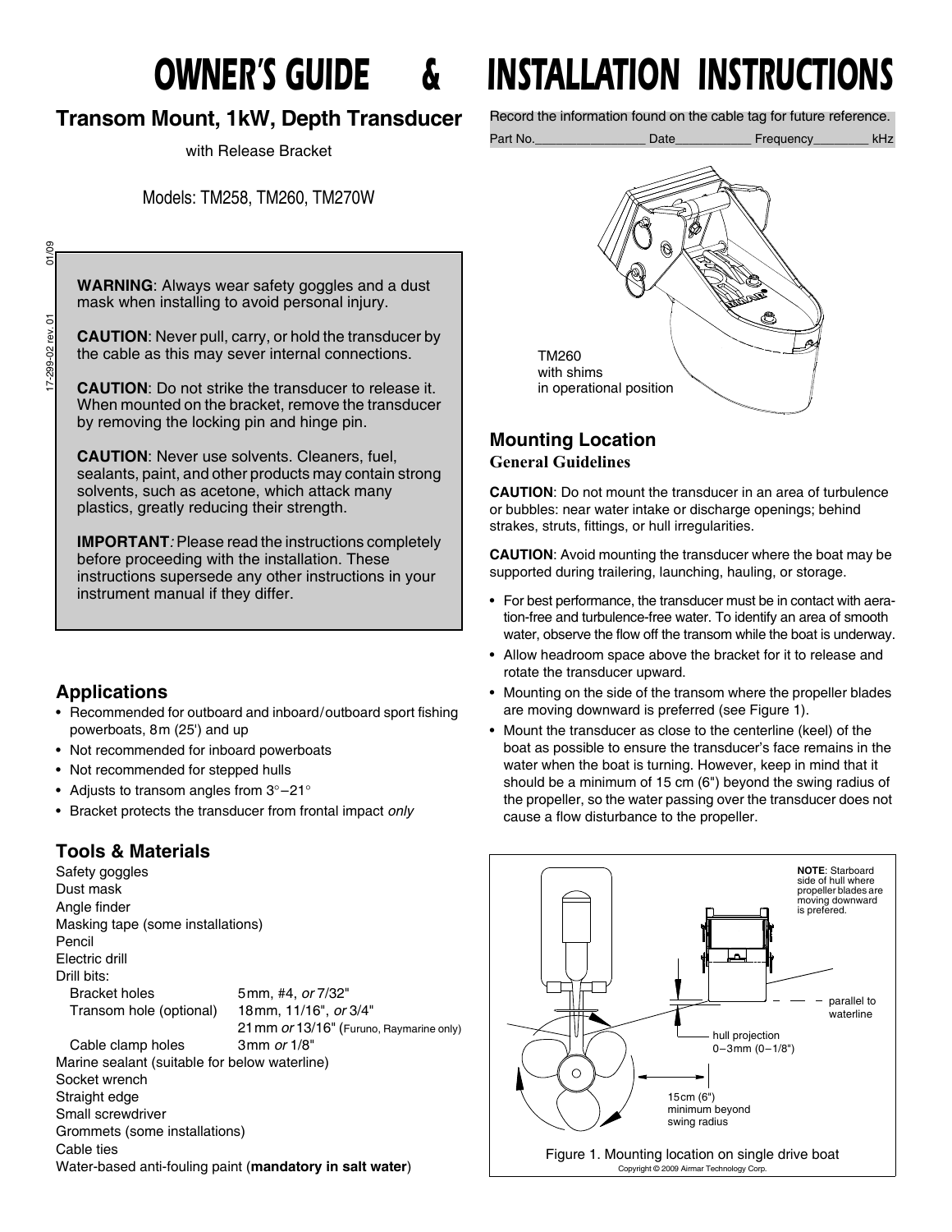# OWNER'S GUIDE & INSTALLATION INSTRUCTIONS

## Transom Mount, 1kW, Depth Transducer

with Release Bracket

Models: TM258, TM260, TM270W

17-299-02 rev. 01 01/09

**WARNING**: Always wear safety goggles and a dust mask when installing to avoid personal injury.

**CAUTION**: Never pull, carry, or hold the transducer by the cable as this may sever internal connections.

**CAUTION**: Do not strike the transducer to release it. When mounted on the bracket, remove the transducer by removing the locking pin and hinge pin.

**CAUTION**: Never use solvents. Cleaners, fuel, sealants, paint, and other products may contain strong solvents, such as acetone, which attack many plastics, greatly reducing their strength.

**IMPORTANT**: Please read the instructions completely before proceeding with the installation. These instructions supersede any other instructions in your instrument manual if they differ.

### Applications

- Recommended for outboard and inboard/outboard sport fishing powerboats, 8m (25') and up
- Not recommended for inboard powerboats
- Not recommended for stepped hulls
- Adjusts to transom angles from 3°–21°
- Bracket protects the transducer from frontal impact *only*

### Tools & Materials

Safety goggles
Dust mask
Angle finder
Masking tape (some installations)
Pencil
Electric drill
Drill bits:

| | |
|---|---|
| Bracket holes | 5mm, #4, *or* 7/32" |
| Transom hole (optional) | 18mm, 11/16", *or* 3/4" |
| | 21mm *or* 13/16" (Furuno, Raymarine only) |
| Cable clamp holes | 3mm *or* 1/8" |

Marine sealant (suitable for below waterline)
Socket wrench
Straight edge
Small screwdriver
Grommets (some installations)
Cable ties
Water-based anti-fouling paint (**mandatory in salt water**)

Record the information found on the cable tag for future reference.

Part No.________________ Date___________ Frequency________ kHz

TM260 with shims in operational position

### Mounting Location

#### General Guidelines

**CAUTION**: Do not mount the transducer in an area of turbulence or bubbles: near water intake or discharge openings; behind strakes, struts, fittings, or hull irregularities.

**CAUTION**: Avoid mounting the transducer where the boat may be supported during trailering, launching, hauling, or storage.

- For best performance, the transducer must be in contact with aeration-free and turbulence-free water. To identify an area of smooth water, observe the flow off the transom while the boat is underway.
- Allow headroom space above the bracket for it to release and rotate the transducer upward.
- Mounting on the side of the transom where the propeller blades are moving downward is preferred (see Figure 1).
- Mount the transducer as close to the centerline (keel) of the boat as possible to ensure the transducer's face remains in the water when the boat is turning. However, keep in mind that it should be a minimum of 15 cm (6") beyond the swing radius of the propeller, so the water passing over the transducer does not cause a flow disturbance to the propeller.

**NOTE**: Starboard side of hull where propeller blades are moving downward is prefered.

parallel to waterline

hull projection 0–3mm (0–1/8")

15cm (6") minimum beyond swing radius

Figure 1. Mounting location on single drive boat

Copyright © 2009 Airmar Technology Corp.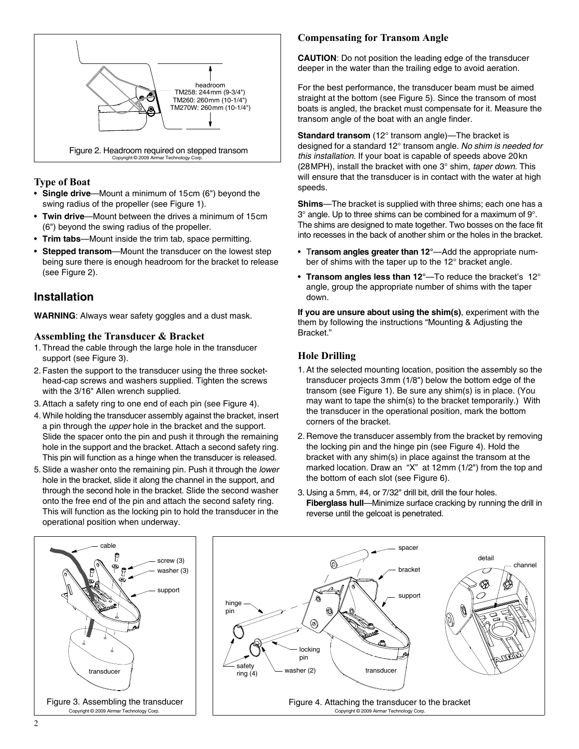Figure 2. Headroom required on stepped transom

### Type of Boat

- **Single drive**—Mount a minimum of 15cm (6") beyond the swing radius of the propeller (see Figure 1).
- **Twin drive**—Mount between the drives a minimum of 15cm (6") beyond the swing radius of the propeller.
- **Trim tabs**—Mount inside the trim tab, space permitting.
- **Stepped transom**—Mount the transducer on the lowest step being sure there is enough headroom for the bracket to release (see Figure 2).

## Installation

**WARNING**: Always wear safety goggles and a dust mask.

### Assembling the Transducer & Bracket

1. Thread the cable through the large hole in the transducer support (see Figure 3).
2. Fasten the support to the transducer using the three socket-head-cap screws and washers supplied. Tighten the screws with the 3/16" Allen wrench supplied.
3. Attach a safety ring to one end of each pin (see Figure 4).
4. While holding the transducer assembly against the bracket, insert a pin through the *upper* hole in the bracket and the support. Slide the spacer onto the pin and push it through the remaining hole in the support and the bracket. Attach a second safety ring. This pin will function as a hinge when the transducer is released.
5. Slide a washer onto the remaining pin. Push it through the *lower* hole in the bracket, slide it along the channel in the support, and through the second hole in the bracket. Slide the second washer onto the free end of the pin and attach the second safety ring. This will function as the locking pin to hold the transducer in the operational position when underway.

### Compensating for Transom Angle

**CAUTION**: Do not position the leading edge of the transducer deeper in the water than the trailing edge to avoid aeration.

For the best performance, the transducer beam must be aimed straight at the bottom (see Figure 5). Since the transom of most boats is angled, the bracket must compensate for it. Measure the transom angle of the boat with an angle finder.

**Standard transom** (12° transom angle)—The bracket is designed for a standard 12° transom angle. *No shim is needed for this installation.* If your boat is capable of speeds above 20kn (28MPH), install the bracket with one 3° shim, *taper down.* This will ensure that the transducer is in contact with the water at high speeds.

**Shims**—The bracket is supplied with three shims; each one has a 3° angle. Up to three shims can be combined for a maximum of 9°. The shims are designed to mate together. Two bosses on the face fit into recesses in the back of another shim or the holes in the bracket.

- **Transom angles greater than 12°**—Add the appropriate number of shims with the taper up to the 12° bracket angle.
- **Transom angles less than 12°**—To reduce the bracket's 12° angle, group the appropriate number of shims with the taper down.

**If you are unsure about using the shim(s)**, experiment with the them by following the instructions "Mounting & Adjusting the Bracket."

### Hole Drilling

1. At the selected mounting location, position the assembly so the transducer projects 3mm (1/8") below the bottom edge of the transom (see Figure 1). Be sure any shim(s) is in place. (You may want to tape the shim(s) to the bracket temporarily.) With the transducer in the operational position, mark the bottom corners of the bracket.
2. Remove the transducer assembly from the bracket by removing the locking pin and the hinge pin (see Figure 4). Hold the bracket with any shim(s) in place against the transom at the marked location. Draw an "X" at 12mm (1/2") from the top and the bottom of each slot (see Figure 6).
3. Using a 5mm, #4, or 7/32" drill bit, drill the four holes.
   **Fiberglass hull**—Minimize surface cracking by running the drill in reverse until the gelcoat is penetrated.

Figure 3. Assembling the transducer

Figure 4. Attaching the transducer to the bracket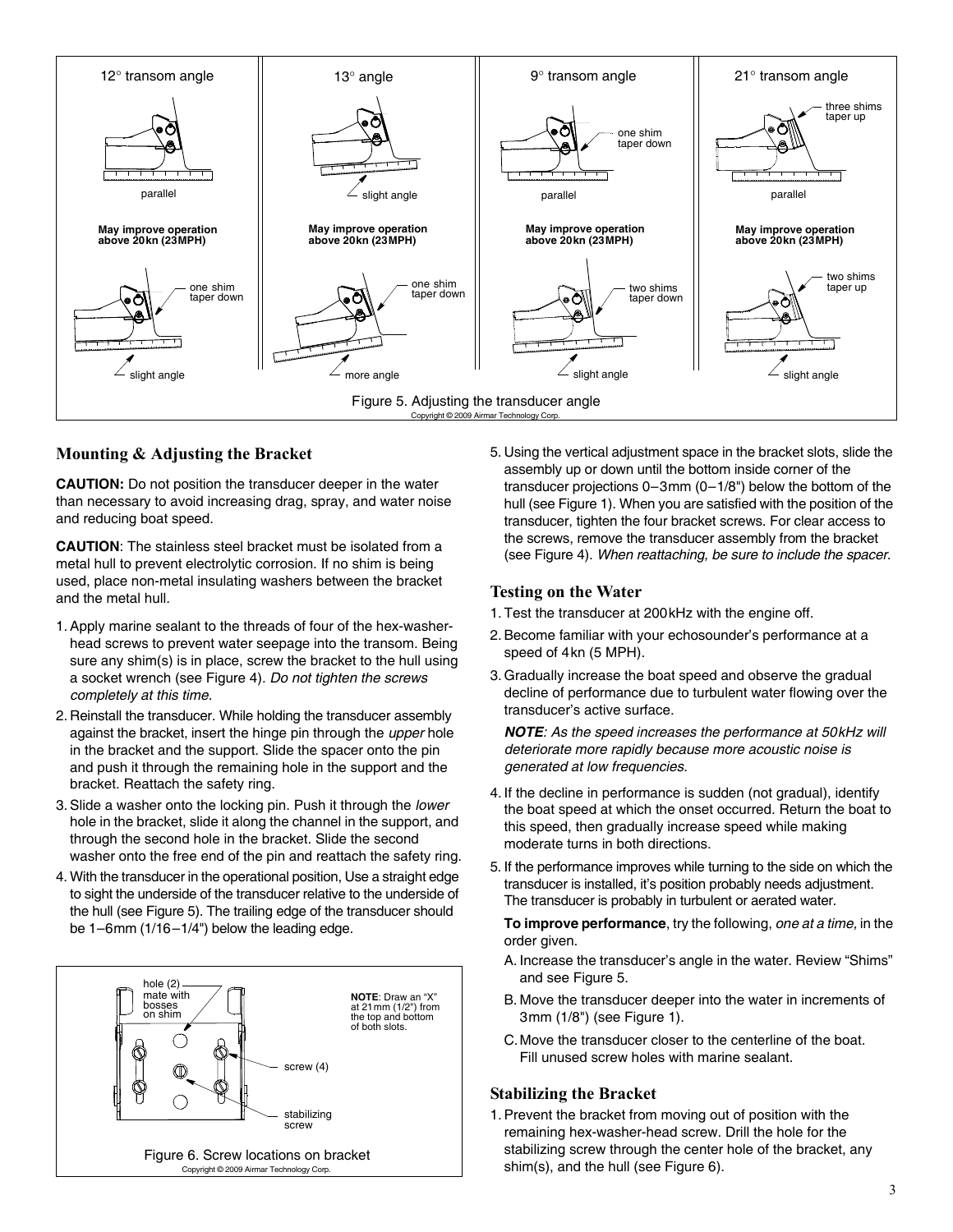Figure 5. Adjusting the transducer angle

Copyright © 2009 Airmar Technology Corp.

## Mounting & Adjusting the Bracket

**CAUTION:** Do not position the transducer deeper in the water than necessary to avoid increasing drag, spray, and water noise and reducing boat speed.

**CAUTION**: The stainless steel bracket must be isolated from a metal hull to prevent electrolytic corrosion. If no shim is being used, place non-metal insulating washers between the bracket and the metal hull.

1. Apply marine sealant to the threads of four of the hex-washer-head screws to prevent water seepage into the transom. Being sure any shim(s) is in place, screw the bracket to the hull using a socket wrench (see Figure 4). *Do not tighten the screws completely at this time.*
2. Reinstall the transducer. While holding the transducer assembly against the bracket, insert the hinge pin through the *upper* hole in the bracket and the support. Slide the spacer onto the pin and push it through the remaining hole in the support and the bracket. Reattach the safety ring.
3. Slide a washer onto the locking pin. Push it through the *lower* hole in the bracket, slide it along the channel in the support, and through the second hole in the bracket. Slide the second washer onto the free end of the pin and reattach the safety ring.
4. With the transducer in the operational position, Use a straight edge to sight the underside of the transducer relative to the underside of the hull (see Figure 5). The trailing edge of the transducer should be 1–6mm (1/16–1/4") below the leading edge.

Figure 6. Screw locations on bracket

Copyright © 2009 Airmar Technology Corp.

5. Using the vertical adjustment space in the bracket slots, slide the assembly up or down until the bottom inside corner of the transducer projections 0–3mm (0–1/8") below the bottom of the hull (see Figure 1). When you are satisfied with the position of the transducer, tighten the four bracket screws. For clear access to the screws, remove the transducer assembly from the bracket (see Figure 4). *When reattaching, be sure to include the spacer*.

## Testing on the Water

1. Test the transducer at 200kHz with the engine off.
2. Become familiar with your echosounder's performance at a speed of 4kn (5 MPH).
3. Gradually increase the boat speed and observe the gradual decline of performance due to turbulent water flowing over the transducer's active surface.

   ***NOTE****: As the speed increases the performance at 50kHz will deteriorate more rapidly because more acoustic noise is generated at low frequencies.*
4. If the decline in performance is sudden (not gradual), identify the boat speed at which the onset occurred. Return the boat to this speed, then gradually increase speed while making moderate turns in both directions.
5. If the performance improves while turning to the side on which the transducer is installed, it's position probably needs adjustment. The transducer is probably in turbulent or aerated water.

   **To improve performance**, try the following, *one at a time,* in the order given.

   A. Increase the transducer's angle in the water. Review "Shims" and see Figure 5.

   B. Move the transducer deeper into the water in increments of 3mm (1/8") (see Figure 1).

   C. Move the transducer closer to the centerline of the boat. Fill unused screw holes with marine sealant.

## Stabilizing the Bracket

1. Prevent the bracket from moving out of position with the remaining hex-washer-head screw. Drill the hole for the stabilizing screw through the center hole of the bracket, any shim(s), and the hull (see Figure 6).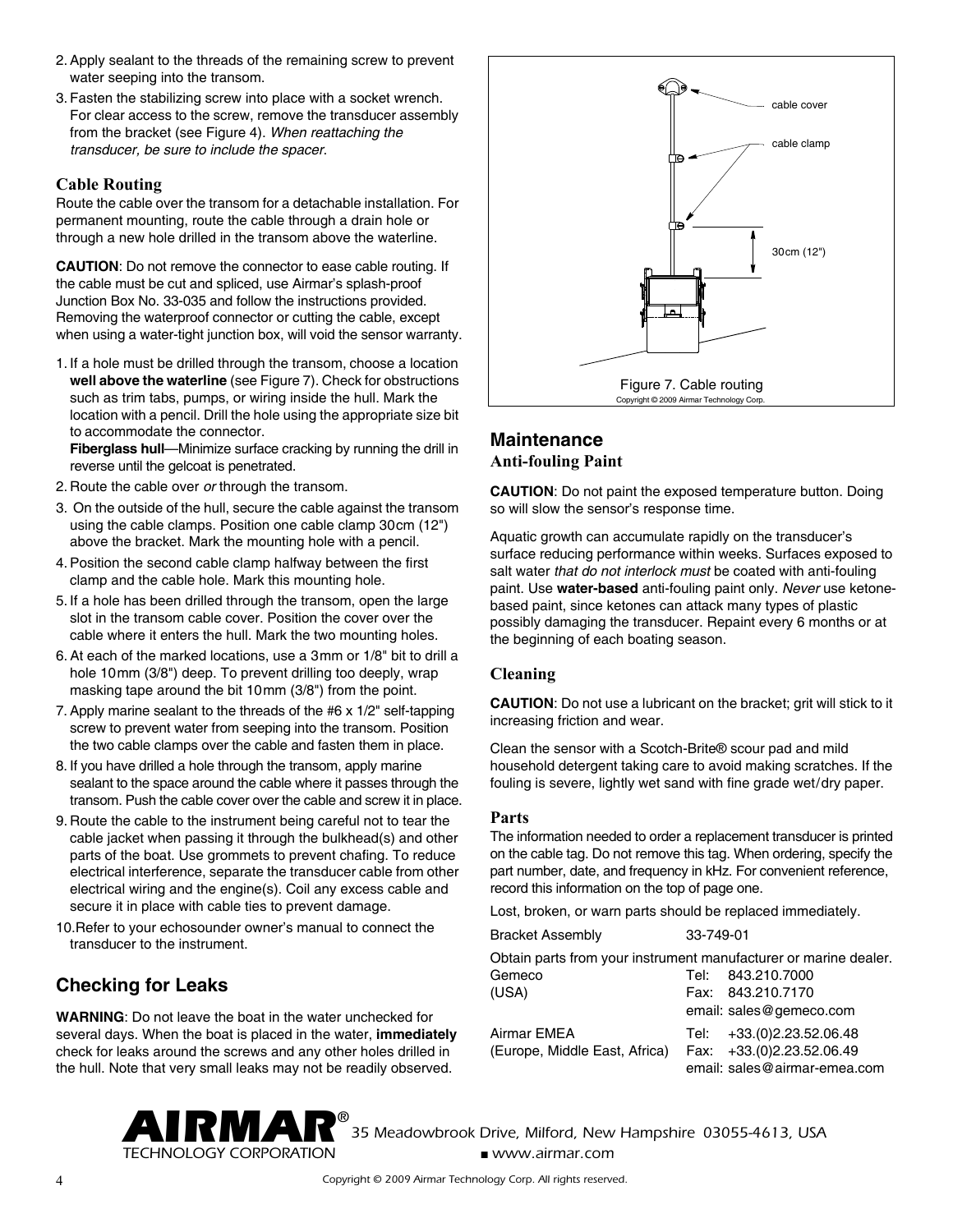2. Apply sealant to the threads of the remaining screw to prevent water seeping into the transom.
3. Fasten the stabilizing screw into place with a socket wrench. For clear access to the screw, remove the transducer assembly from the bracket (see Figure 4). *When reattaching the transducer, be sure to include the spacer*.

### Cable Routing

Route the cable over the transom for a detachable installation. For permanent mounting, route the cable through a drain hole or through a new hole drilled in the transom above the waterline.

**CAUTION**: Do not remove the connector to ease cable routing. If the cable must be cut and spliced, use Airmar's splash-proof Junction Box No. 33-035 and follow the instructions provided. Removing the waterproof connector or cutting the cable, except when using a water-tight junction box, will void the sensor warranty.

1. If a hole must be drilled through the transom, choose a location **well above the waterline** (see Figure 7). Check for obstructions such as trim tabs, pumps, or wiring inside the hull. Mark the location with a pencil. Drill the hole using the appropriate size bit to accommodate the connector.
   **Fiberglass hull**—Minimize surface cracking by running the drill in reverse until the gelcoat is penetrated.
2. Route the cable over *or* through the transom.
3. On the outside of the hull, secure the cable against the transom using the cable clamps. Position one cable clamp 30cm (12") above the bracket. Mark the mounting hole with a pencil.
4. Position the second cable clamp halfway between the first clamp and the cable hole. Mark this mounting hole.
5. If a hole has been drilled through the transom, open the large slot in the transom cable cover. Position the cover over the cable where it enters the hull. Mark the two mounting holes.
6. At each of the marked locations, use a 3mm or 1/8" bit to drill a hole 10mm (3/8") deep. To prevent drilling too deeply, wrap masking tape around the bit 10mm (3/8") from the point.
7. Apply marine sealant to the threads of the #6 x 1/2" self-tapping screw to prevent water from seeping into the transom. Position the two cable clamps over the cable and fasten them in place.
8. If you have drilled a hole through the transom, apply marine sealant to the space around the cable where it passes through the transom. Push the cable cover over the cable and screw it in place.
9. Route the cable to the instrument being careful not to tear the cable jacket when passing it through the bulkhead(s) and other parts of the boat. Use grommets to prevent chafing. To reduce electrical interference, separate the transducer cable from other electrical wiring and the engine(s). Coil any excess cable and secure it in place with cable ties to prevent damage.
10. Refer to your echosounder owner's manual to connect the transducer to the instrument.

## Checking for Leaks

**WARNING**: Do not leave the boat in the water unchecked for several days. When the boat is placed in the water, **immediately** check for leaks around the screws and any other holes drilled in the hull. Note that very small leaks may not be readily observed.

cable cover
cable clamp
30cm (12")

Figure 7. Cable routing
Copyright © 2009 Airmar Technology Corp.

## Maintenance

### Anti-fouling Paint

**CAUTION**: Do not paint the exposed temperature button. Doing so will slow the sensor's response time.

Aquatic growth can accumulate rapidly on the transducer's surface reducing performance within weeks. Surfaces exposed to salt water *that do not interlock must* be coated with anti-fouling paint. Use **water-based** anti-fouling paint only. *Never* use ketone-based paint, since ketones can attack many types of plastic possibly damaging the transducer. Repaint every 6 months or at the beginning of each boating season.

### Cleaning

**CAUTION**: Do not use a lubricant on the bracket; grit will stick to it increasing friction and wear.

Clean the sensor with a Scotch-Brite® scour pad and mild household detergent taking care to avoid making scratches. If the fouling is severe, lightly wet sand with fine grade wet/dry paper.

### Parts

The information needed to order a replacement transducer is printed on the cable tag. Do not remove this tag. When ordering, specify the part number, date, and frequency in kHz. For convenient reference, record this information on the top of page one.

Lost, broken, or warn parts should be replaced immediately.

Bracket Assembly 33-749-01

Obtain parts from your instrument manufacturer or marine dealer.

Gemeco (USA)
Tel: 843.210.7000
Fax: 843.210.7170
email: sales@gemeco.com

Airmar EMEA (Europe, Middle East, Africa)
Tel: +33.(0)2.23.52.06.48
Fax: +33.(0)2.23.52.06.49
email: sales@airmar-emea.com

**AIRMAR**® TECHNOLOGY CORPORATION
35 Meadowbrook Drive, Milford, New Hampshire 03055-4613, USA
■ www.airmar.com

Copyright © 2009 Airmar Technology Corp. All rights reserved.